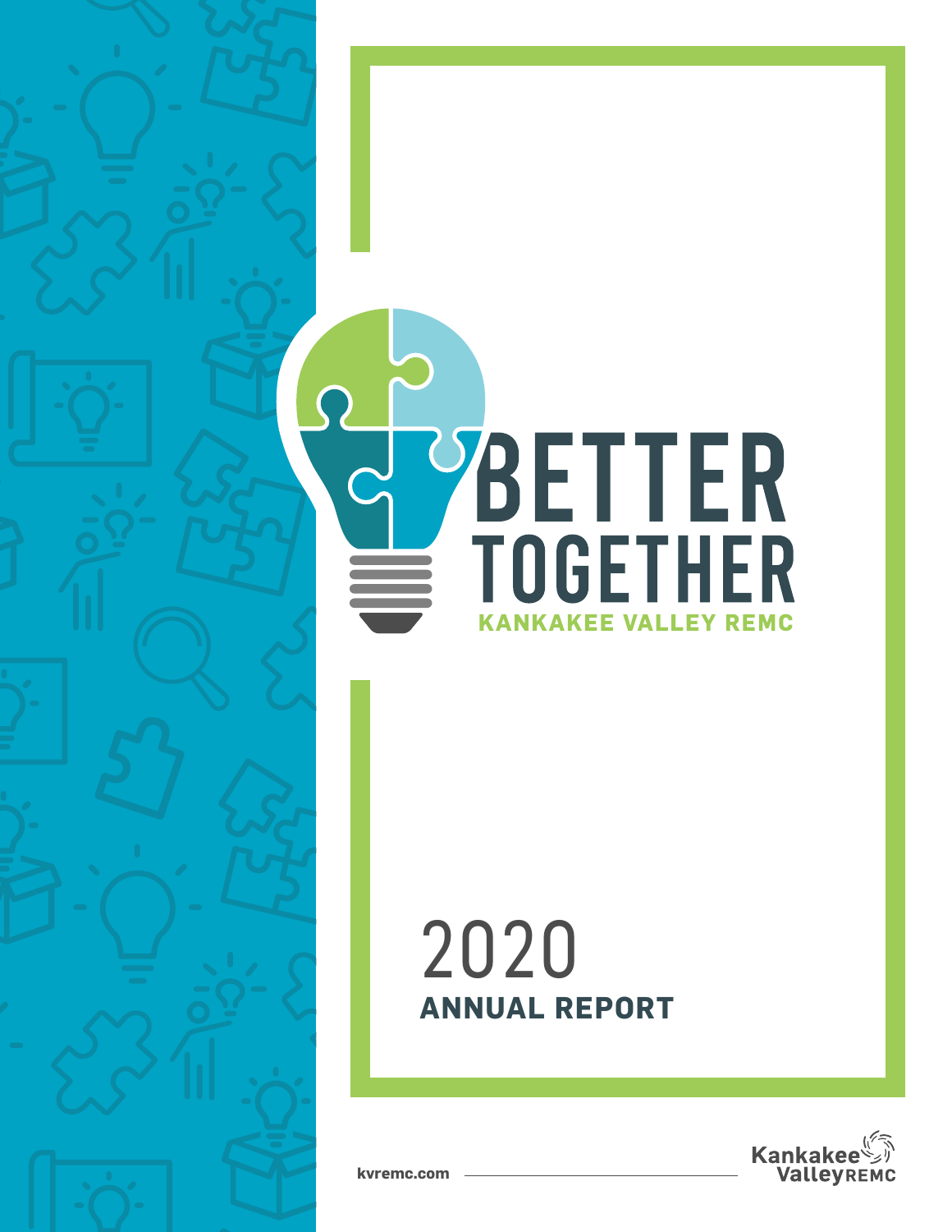# BETTER TOGETHER

**KANKAKEE VALLEY REMC**

# 2020

## ANNUAL REPORT

kvremc.com

Kankakee Valley REMC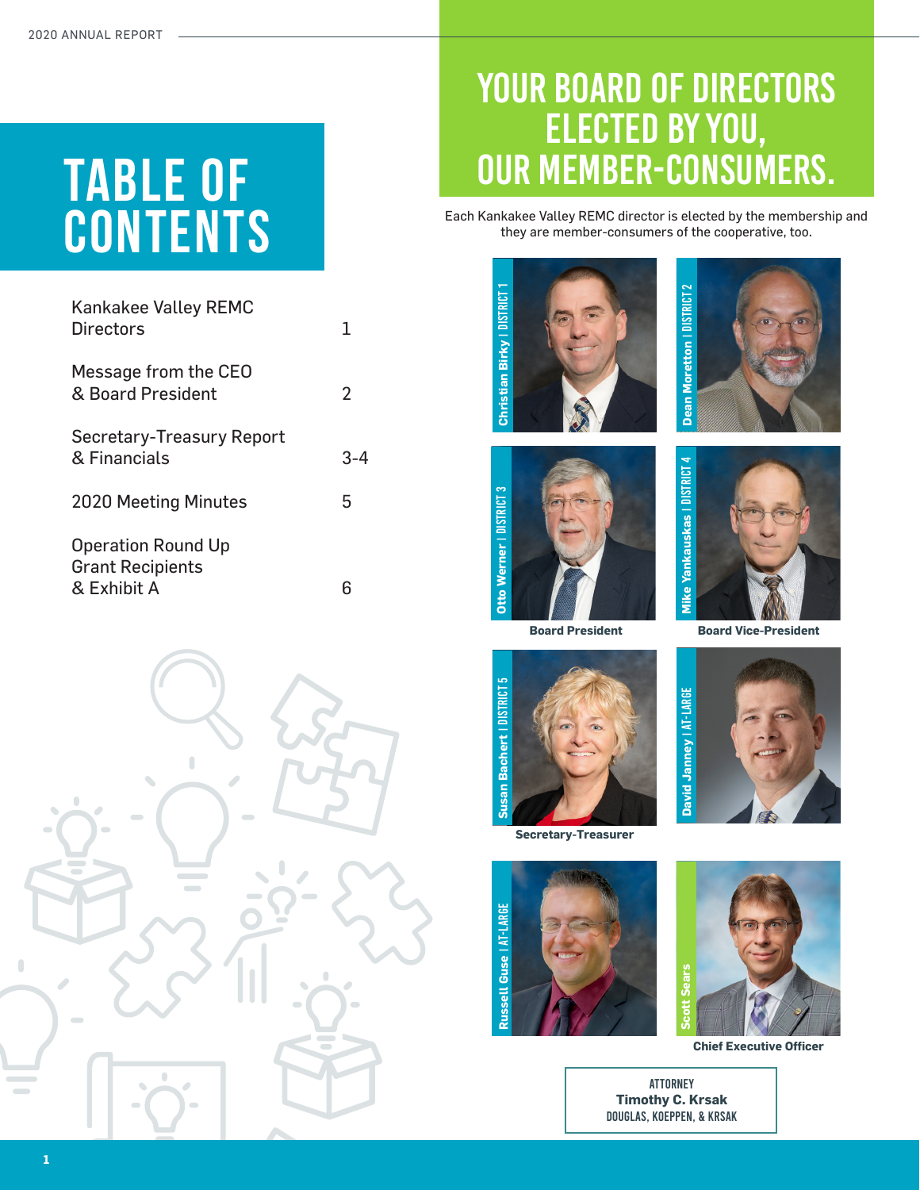# TABLE OF CONTENTS

| | |
|---|---|
| Kankakee Valley REMC Directors | 1 |
| Message from the CEO & Board President | 2 |
| Secretary-Treasury Report & Financials | 3-4 |
| 2020 Meeting Minutes | 5 |
| Operation Round Up Grant Recipients & Exhibit A | 6 |

# YOUR BOARD OF DIRECTORS ELECTED BY YOU, OUR MEMBER-CONSUMERS.

Each Kankakee Valley REMC director is elected by the membership and they are member-consumers of the cooperative, too.

Christian Birky | DISTRICT 1

Dean Moretton | DISTRICT 2

Otto Werner | DISTRICT 3

**Board President**

Mike Yankauskas | DISTRICT 4

**Board Vice-President**

Susan Bachert | DISTRICT 5

**Secretary-Treasurer**

David Janney | AT-LARGE

Russell Guse | AT-LARGE

Scott Sears

**Chief Executive Officer**

ATTORNEY
**Timothy C. Krsak**
DOUGLAS, KOEPPEN, & KRSAK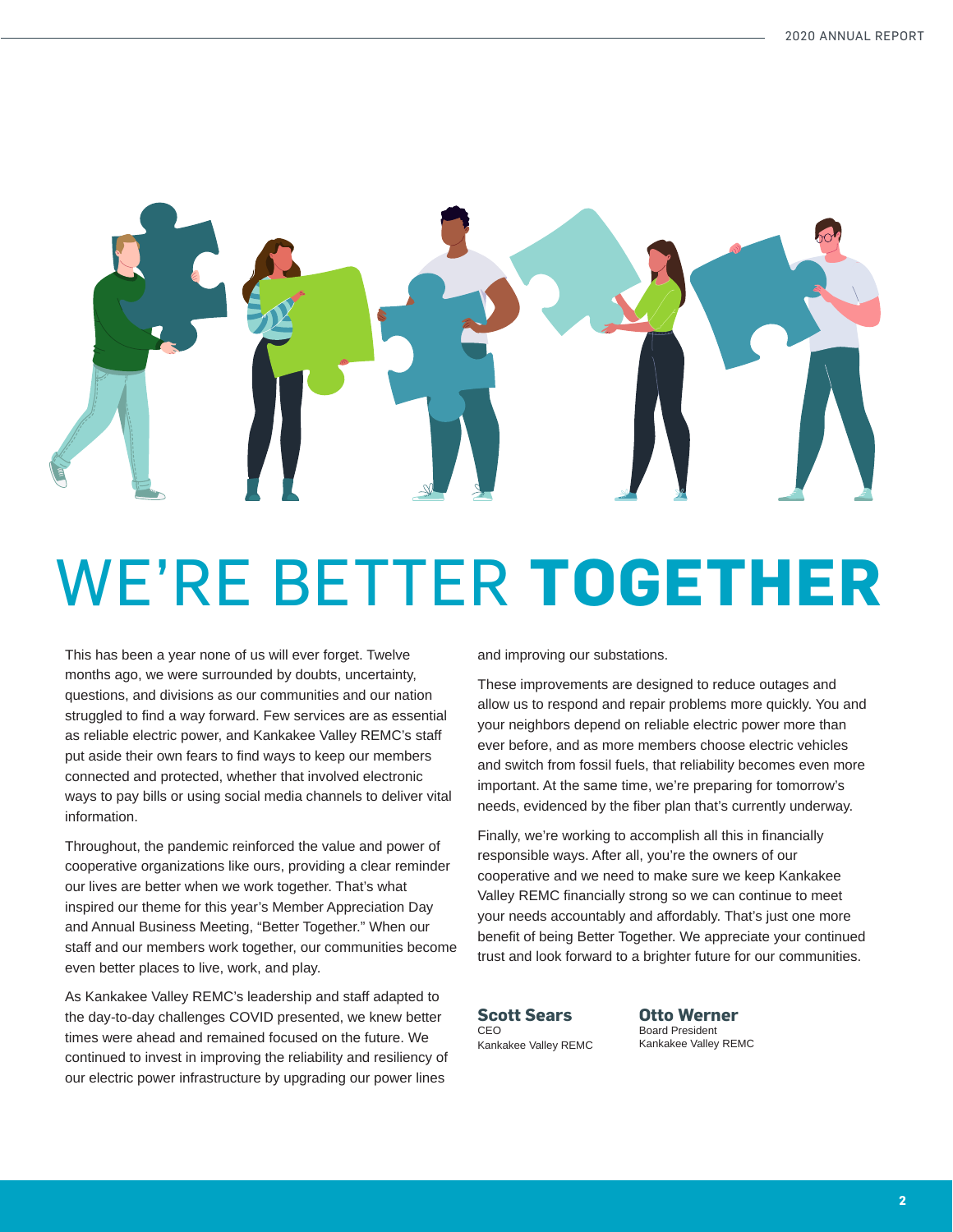# WE'RE BETTER **TOGETHER**

This has been a year none of us will ever forget. Twelve months ago, we were surrounded by doubts, uncertainty, questions, and divisions as our communities and our nation struggled to find a way forward. Few services are as essential as reliable electric power, and Kankakee Valley REMC's staff put aside their own fears to find ways to keep our members connected and protected, whether that involved electronic ways to pay bills or using social media channels to deliver vital information.

Throughout, the pandemic reinforced the value and power of cooperative organizations like ours, providing a clear reminder our lives are better when we work together. That's what inspired our theme for this year's Member Appreciation Day and Annual Business Meeting, "Better Together." When our staff and our members work together, our communities become even better places to live, work, and play.

As Kankakee Valley REMC's leadership and staff adapted to the day-to-day challenges COVID presented, we knew better times were ahead and remained focused on the future. We continued to invest in improving the reliability and resiliency of our electric power infrastructure by upgrading our power lines and improving our substations.

These improvements are designed to reduce outages and allow us to respond and repair problems more quickly. You and your neighbors depend on reliable electric power more than ever before, and as more members choose electric vehicles and switch from fossil fuels, that reliability becomes even more important. At the same time, we're preparing for tomorrow's needs, evidenced by the fiber plan that's currently underway.

Finally, we're working to accomplish all this in financially responsible ways. After all, you're the owners of our cooperative and we need to make sure we keep Kankakee Valley REMC financially strong so we can continue to meet your needs accountably and affordably. That's just one more benefit of being Better Together. We appreciate your continued trust and look forward to a brighter future for our communities.

**Scott Sears**
CEO
Kankakee Valley REMC

**Otto Werner**
Board President
Kankakee Valley REMC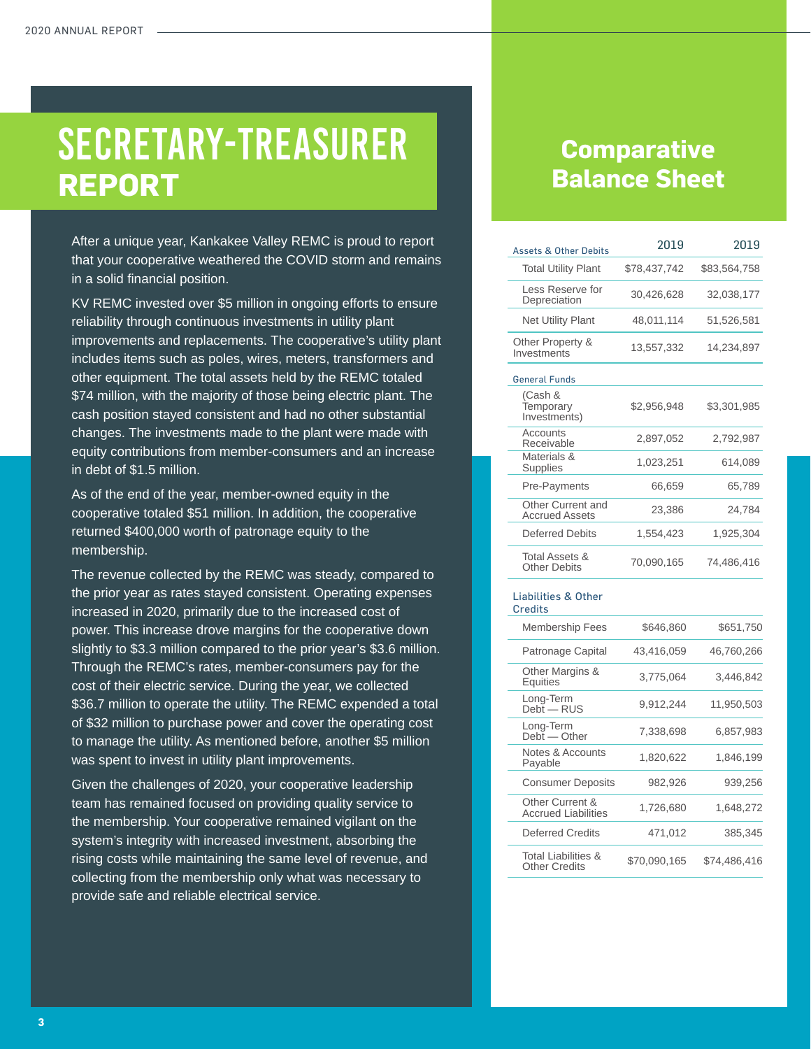# SECRETARY-TREASURER REPORT

After a unique year, Kankakee Valley REMC is proud to report that your cooperative weathered the COVID storm and remains in a solid financial position.

KV REMC invested over $5 million in ongoing efforts to ensure reliability through continuous investments in utility plant improvements and replacements. The cooperative's utility plant includes items such as poles, wires, meters, transformers and other equipment. The total assets held by the REMC totaled $74 million, with the majority of those being electric plant. The cash position stayed consistent and had no other substantial changes. The investments made to the plant were made with equity contributions from member-consumers and an increase in debt of $1.5 million.

As of the end of the year, member-owned equity in the cooperative totaled $51 million. In addition, the cooperative returned $400,000 worth of patronage equity to the membership.

The revenue collected by the REMC was steady, compared to the prior year as rates stayed consistent. Operating expenses increased in 2020, primarily due to the increased cost of power. This increase drove margins for the cooperative down slightly to $3.3 million compared to the prior year's $3.6 million. Through the REMC's rates, member-consumers pay for the cost of their electric service. During the year, we collected $36.7 million to operate the utility. The REMC expended a total of $32 million to purchase power and cover the operating cost to manage the utility. As mentioned before, another $5 million was spent to invest in utility plant improvements.

Given the challenges of 2020, your cooperative leadership team has remained focused on providing quality service to the membership. Your cooperative remained vigilant on the system's integrity with increased investment, absorbing the rising costs while maintaining the same level of revenue, and collecting from the membership only what was necessary to provide safe and reliable electrical service.

## Comparative Balance Sheet

| Assets & Other Debits | 2019 | 2019 |
|---|---|---|
| Total Utility Plant | $78,437,742 | $83,564,758 |
| Less Reserve for Depreciation | 30,426,628 | 32,038,177 |
| Net Utility Plant | 48,011,114 | 51,526,581 |
| Other Property & Investments | 13,557,332 | 14,234,897 |
| **General Funds** | | |
| (Cash & Temporary Investments) | $2,956,948 | $3,301,985 |
| Accounts Receivable | 2,897,052 | 2,792,987 |
| Materials & Supplies | 1,023,251 | 614,089 |
| Pre-Payments | 66,659 | 65,789 |
| Other Current and Accrued Assets | 23,386 | 24,784 |
| Deferred Debits | 1,554,423 | 1,925,304 |
| Total Assets & Other Debits | 70,090,165 | 74,486,416 |
| **Liabilities & Other Credits** | | |
| Membership Fees | $646,860 | $651,750 |
| Patronage Capital | 43,416,059 | 46,760,266 |
| Other Margins & Equities | 3,775,064 | 3,446,842 |
| Long-Term Debt — RUS | 9,912,244 | 11,950,503 |
| Long-Term Debt — Other | 7,338,698 | 6,857,983 |
| Notes & Accounts Payable | 1,820,622 | 1,846,199 |
| Consumer Deposits | 982,926 | 939,256 |
| Other Current & Accrued Liabilities | 1,726,680 | 1,648,272 |
| Deferred Credits | 471,012 | 385,345 |
| Total Liabilities & Other Credits | $70,090,165 | $74,486,416 |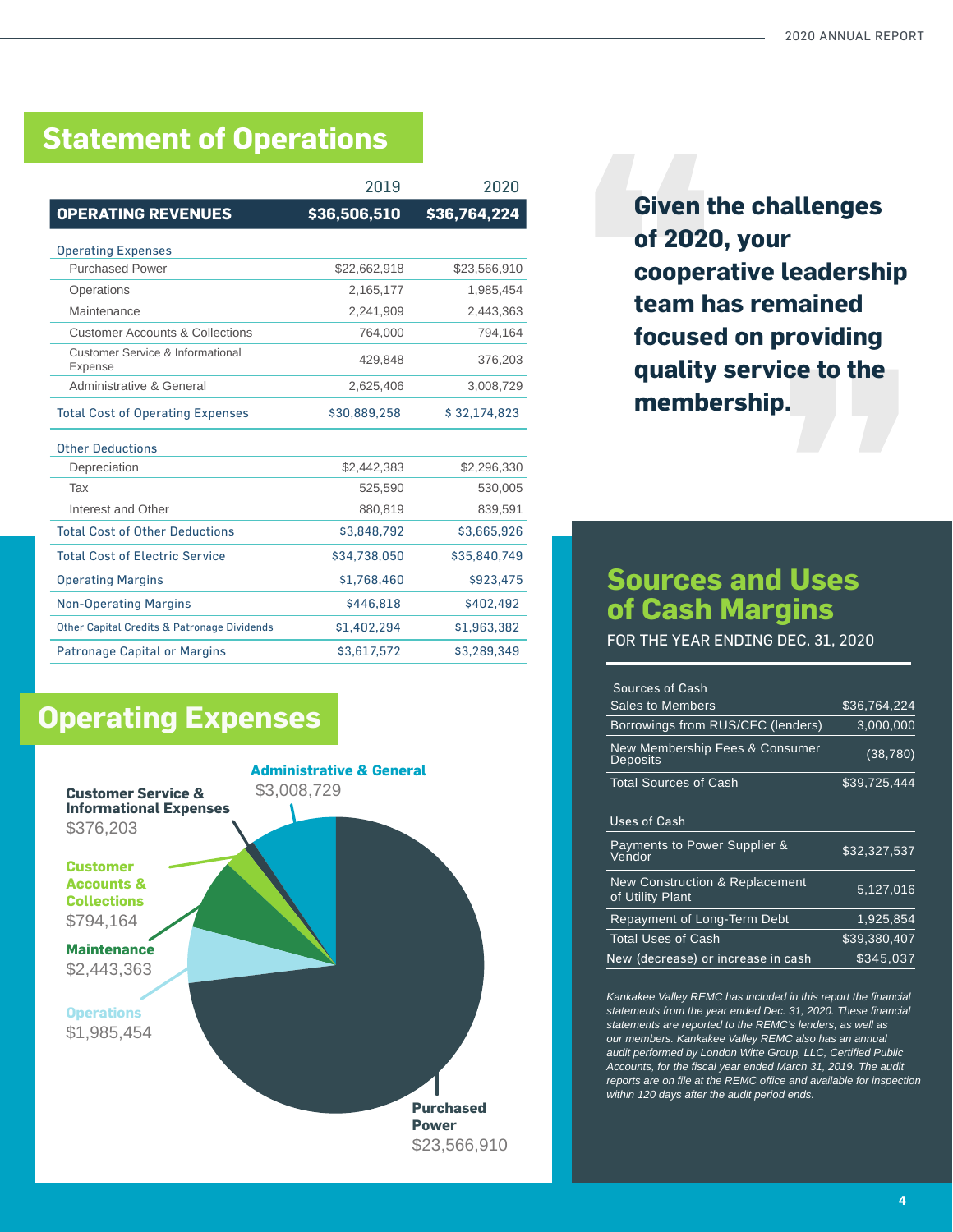## Statement of Operations

| | 2019 | 2020 |
|---|---|---|
| **OPERATING REVENUES** | **$36,506,510** | **$36,764,224** |
| **Operating Expenses** | | |
| Purchased Power | $22,662,918 | $23,566,910 |
| Operations | 2,165,177 | 1,985,454 |
| Maintenance | 2,241,909 | 2,443,363 |
| Customer Accounts & Collections | 764,000 | 794,164 |
| Customer Service & Informational Expense | 429,848 | 376,203 |
| Administrative & General | 2,625,406 | 3,008,729 |
| Total Cost of Operating Expenses | $30,889,258 | $ 32,174,823 |
| **Other Deductions** | | |
| Depreciation | $2,442,383 | $2,296,330 |
| Tax | 525,590 | 530,005 |
| Interest and Other | 880,819 | 839,591 |
| Total Cost of Other Deductions | $3,848,792 | $3,665,926 |
| Total Cost of Electric Service | $34,738,050 | $35,840,749 |
| Operating Margins | $1,768,460 | $923,475 |
| Non-Operating Margins | $446,818 | $402,492 |
| Other Capital Credits & Patronage Dividends | $1,402,294 | $1,963,382 |
| Patronage Capital or Margins | $3,617,572 | $3,289,349 |

**Given the challenges of 2020, your cooperative leadership team has remained focused on providing quality service to the membership.**

## Operating Expenses

- Administrative & General: $3,008,729
- Customer Service & Informational Expenses: $376,203
- Customer Accounts & Collections: $794,164
- Maintenance: $2,443,363
- Operations: $1,985,454
- Purchased Power: $23,566,910

## Sources and Uses of Cash Margins

FOR THE YEAR ENDING DEC. 31, 2020

| Sources of Cash | |
|---|---|
| Sales to Members | $36,764,224 |
| Borrowings from RUS/CFC (lenders) | 3,000,000 |
| New Membership Fees & Consumer Deposits | (38,780) |
| Total Sources of Cash | $39,725,444 |

| Uses of Cash | |
|---|---|
| Payments to Power Supplier & Vendor | $32,327,537 |
| New Construction & Replacement of Utility Plant | 5,127,016 |
| Repayment of Long-Term Debt | 1,925,854 |
| Total Uses of Cash | $39,380,407 |
| New (decrease) or increase in cash | $345,037 |

*Kankakee Valley REMC has included in this report the financial statements from the year ended Dec. 31, 2020. These financial statements are reported to the REMC's lenders, as well as our members. Kankakee Valley REMC also has an annual audit performed by London Witte Group, LLC, Certified Public Accounts, for the fiscal year ended March 31, 2019. The audit reports are on file at the REMC office and available for inspection within 120 days after the audit period ends.*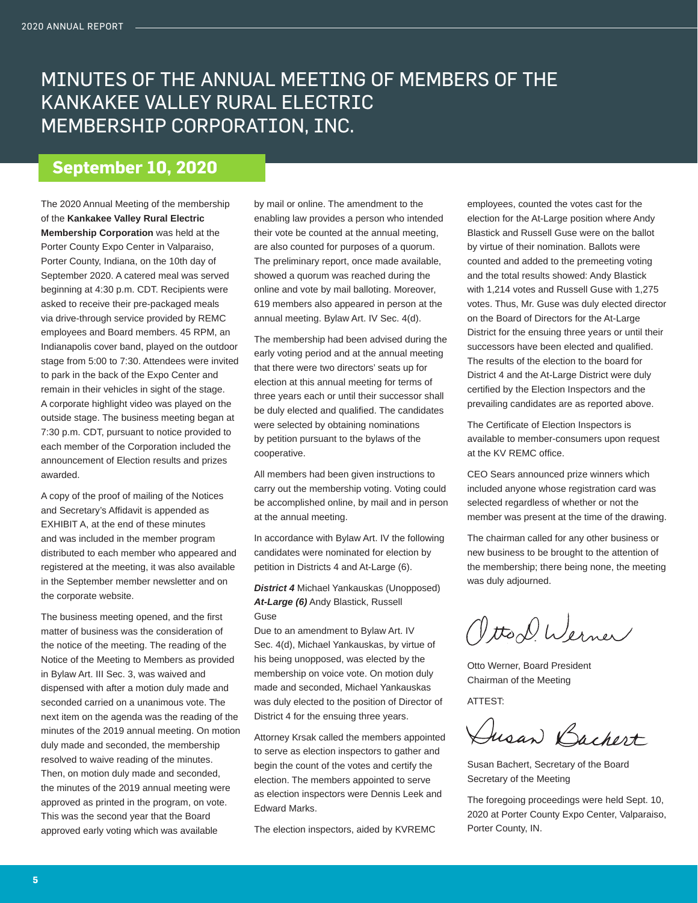# MINUTES OF THE ANNUAL MEETING OF MEMBERS OF THE KANKAKEE VALLEY RURAL ELECTRIC MEMBERSHIP CORPORATION, INC.

## September 10, 2020

The 2020 Annual Meeting of the membership of the **Kankakee Valley Rural Electric Membership Corporation** was held at the Porter County Expo Center in Valparaiso, Porter County, Indiana, on the 10th day of September 2020. A catered meal was served beginning at 4:30 p.m. CDT. Recipients were asked to receive their pre-packaged meals via drive-through service provided by REMC employees and Board members. 45 RPM, an Indianapolis cover band, played on the outdoor stage from 5:00 to 7:30. Attendees were invited to park in the back of the Expo Center and remain in their vehicles in sight of the stage. A corporate highlight video was played on the outside stage. The business meeting began at 7:30 p.m. CDT, pursuant to notice provided to each member of the Corporation included the announcement of Election results and prizes awarded.

A copy of the proof of mailing of the Notices and Secretary's Affidavit is appended as EXHIBIT A, at the end of these minutes and was included in the member program distributed to each member who appeared and registered at the meeting, it was also available in the September member newsletter and on the corporate website.

The business meeting opened, and the first matter of business was the consideration of the notice of the meeting. The reading of the Notice of the Meeting to Members as provided in Bylaw Art. III Sec. 3, was waived and dispensed with after a motion duly made and seconded carried on a unanimous vote. The next item on the agenda was the reading of the minutes of the 2019 annual meeting. On motion duly made and seconded, the membership resolved to waive reading of the minutes. Then, on motion duly made and seconded, the minutes of the 2019 annual meeting were approved as printed in the program, on vote. This was the second year that the Board approved early voting which was available by mail or online. The amendment to the enabling law provides a person who intended their vote be counted at the annual meeting, are also counted for purposes of a quorum. The preliminary report, once made available, showed a quorum was reached during the online and vote by mail balloting. Moreover, 619 members also appeared in person at the annual meeting. Bylaw Art. IV Sec. 4(d).

The membership had been advised during the early voting period and at the annual meeting that there were two directors' seats up for election at this annual meeting for terms of three years each or until their successor shall be duly elected and qualified. The candidates were selected by obtaining nominations by petition pursuant to the bylaws of the cooperative.

All members had been given instructions to carry out the membership voting. Voting could be accomplished online, by mail and in person at the annual meeting.

In accordance with Bylaw Art. IV the following candidates were nominated for election by petition in Districts 4 and At-Large (6).

***District 4*** Michael Yankauskas (Unopposed)
***At-Large (6)*** Andy Blastick, Russell Guse

Due to an amendment to Bylaw Art. IV Sec. 4(d), Michael Yankauskas, by virtue of his being unopposed, was elected by the membership on voice vote. On motion duly made and seconded, Michael Yankauskas was duly elected to the position of Director of District 4 for the ensuing three years.

Attorney Krsak called the members appointed to serve as election inspectors to gather and begin the count of the votes and certify the election. The members appointed to serve as election inspectors were Dennis Leek and Edward Marks.

The election inspectors, aided by KVREMC employees, counted the votes cast for the election for the At-Large position where Andy Blastick and Russell Guse were on the ballot by virtue of their nomination. Ballots were counted and added to the premeeting voting and the total results showed: Andy Blastick with 1,214 votes and Russell Guse with 1,275 votes. Thus, Mr. Guse was duly elected director on the Board of Directors for the At-Large District for the ensuing three years or until their successors have been elected and qualified. The results of the election to the board for District 4 and the At-Large District were duly certified by the Election Inspectors and the prevailing candidates are as reported above.

The Certificate of Election Inspectors is available to member-consumers upon request at the KV REMC office.

CEO Sears announced prize winners which included anyone whose registration card was selected regardless of whether or not the member was present at the time of the drawing.

The chairman called for any other business or new business to be brought to the attention of the membership; there being none, the meeting was duly adjourned.

Otto D. Werner

Otto Werner, Board President
Chairman of the Meeting

ATTEST:

Susan Bachert

Susan Bachert, Secretary of the Board
Secretary of the Meeting

The foregoing proceedings were held Sept. 10, 2020 at Porter County Expo Center, Valparaiso, Porter County, IN.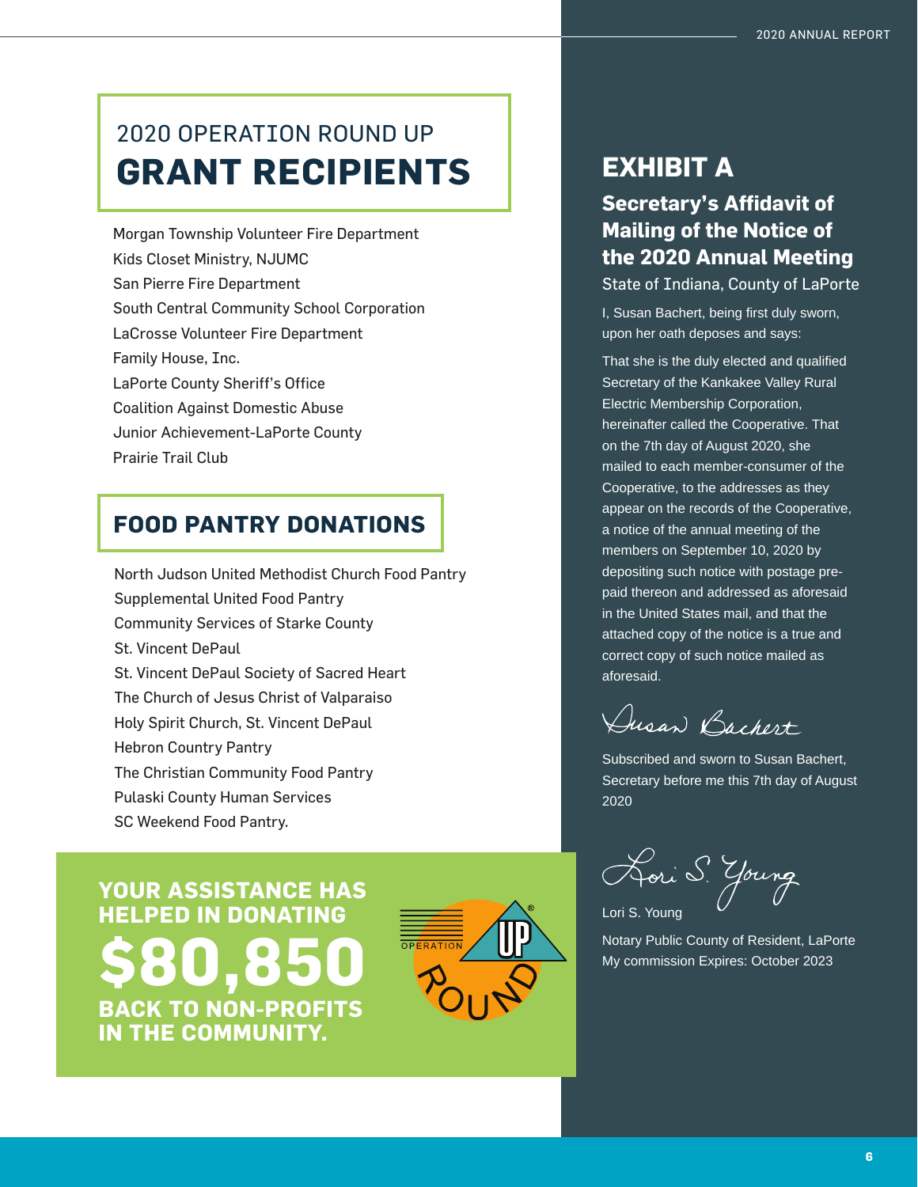## 2020 OPERATION ROUND UP

# GRANT RECIPIENTS

Morgan Township Volunteer Fire Department
Kids Closet Ministry, NJUMC
San Pierre Fire Department
South Central Community School Corporation
LaCrosse Volunteer Fire Department
Family House, Inc.
LaPorte County Sheriff's Office
Coalition Against Domestic Abuse
Junior Achievement-LaPorte County
Prairie Trail Club

# FOOD PANTRY DONATIONS

North Judson United Methodist Church Food Pantry
Supplemental United Food Pantry
Community Services of Starke County
St. Vincent DePaul
St. Vincent DePaul Society of Sacred Heart
The Church of Jesus Christ of Valparaiso
Holy Spirit Church, St. Vincent DePaul
Hebron Country Pantry
The Christian Community Food Pantry
Pulaski County Human Services
SC Weekend Food Pantry.

**YOUR ASSISTANCE HAS HELPED IN DONATING**

**$80,850**

**BACK TO NON-PROFITS IN THE COMMUNITY.**

OPERATION ROUND UP®

# EXHIBIT A

## Secretary's Affidavit of Mailing of the Notice of the 2020 Annual Meeting

State of Indiana, County of LaPorte

I, Susan Bachert, being first duly sworn, upon her oath deposes and says:

That she is the duly elected and qualified Secretary of the Kankakee Valley Rural Electric Membership Corporation, hereinafter called the Cooperative. That on the 7th day of August 2020, she mailed to each member-consumer of the Cooperative, to the addresses as they appear on the records of the Cooperative, a notice of the annual meeting of the members on September 10, 2020 by depositing such notice with postage pre-paid thereon and addressed as aforesaid in the United States mail, and that the attached copy of the notice is a true and correct copy of such notice mailed as aforesaid.

*Susan Bachert*

Subscribed and sworn to Susan Bachert, Secretary before me this 7th day of August 2020

*Lori S. Young*

Lori S. Young

Notary Public County of Resident, LaPorte
My commission Expires: October 2023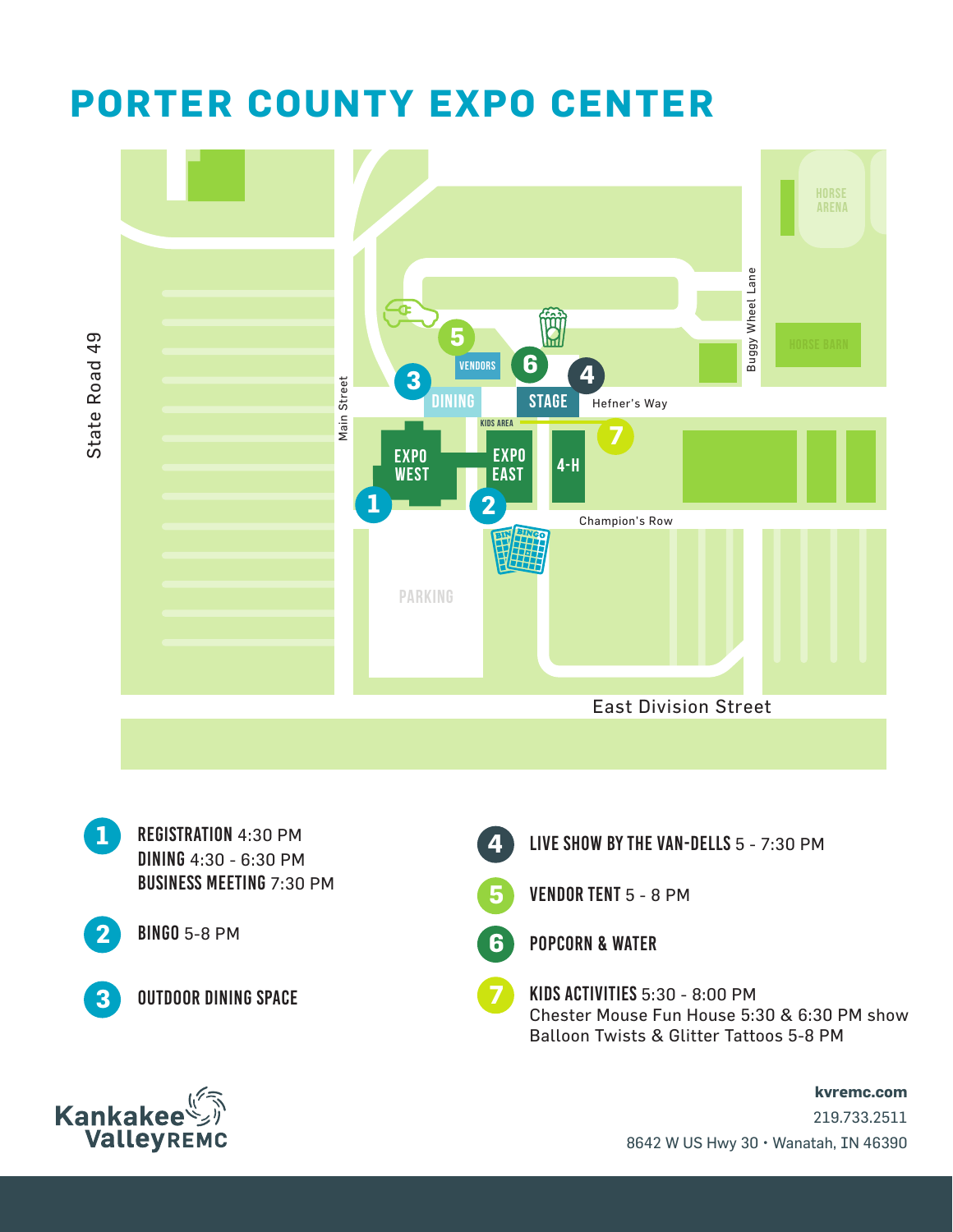# PORTER COUNTY EXPO CENTER

State Road 49

Main Street

Buggy Wheel Lane

HORSE ARENA

HORSE BARN

5 VENDORS

6

4

3 DINING

STAGE

Hefner's Way

KIDS AREA

7

EXPO WEST

EXPO EAST

4-H

1

2

Champion's Row

PARKING

East Division Street

1. **REGISTRATION** 4:30 PM
   **DINING** 4:30 - 6:30 PM
   **BUSINESS MEETING** 7:30 PM
2. **BINGO** 5-8 PM
3. **OUTDOOR DINING SPACE**
4. **LIVE SHOW BY THE VAN-DELLS** 5 - 7:30 PM
5. **VENDOR TENT** 5 - 8 PM
6. **POPCORN & WATER**
7. **KIDS ACTIVITIES** 5:30 - 8:00 PM
   Chester Mouse Fun House 5:30 & 6:30 PM show
   Balloon Twists & Glitter Tattoos 5-8 PM

Kankakee Valley REMC

**kvremc.com**
219.733.2511
8642 W US Hwy 30 • Wanatah, IN 46390